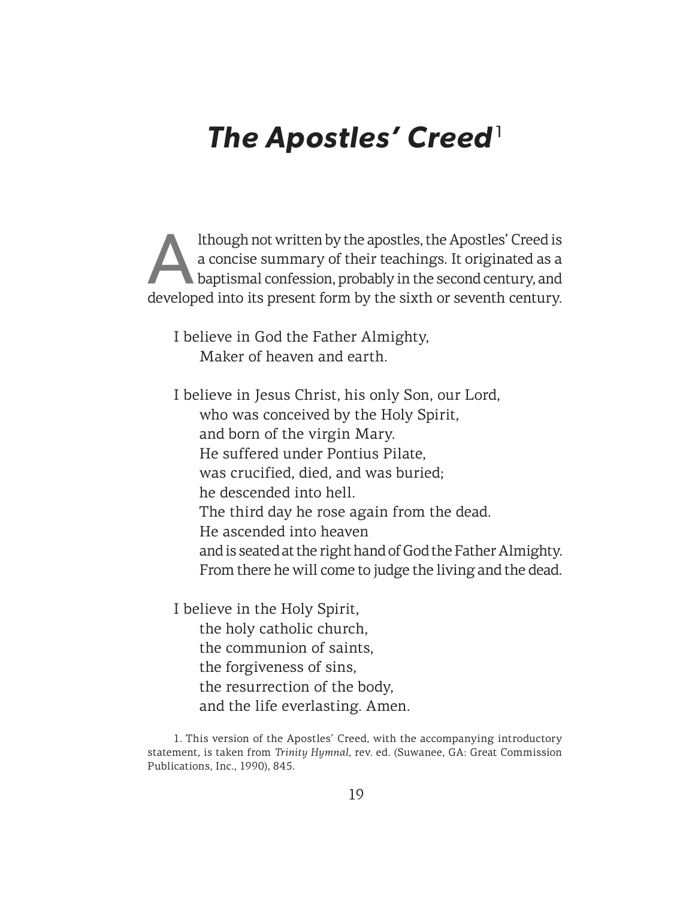# *The Apostles' Creed*[1]

Although not written by the apostles, the Apostles' Creed is a concise summary of their teachings. It originated as a baptismal confession, probably in the second century, and developed into its present form by the sixth or seventh century.

I believe in God the Father Almighty,  
  Maker of heaven and earth.

I believe in Jesus Christ, his only Son, our Lord,  
  who was conceived by the Holy Spirit,  
  and born of the virgin Mary.  
  He suffered under Pontius Pilate,  
  was crucified, died, and was buried;  
  he descended into hell.  
  The third day he rose again from the dead.  
  He ascended into heaven  
  and is seated at the right hand of God the Father Almighty.  
  From there he will come to judge the living and the dead.

I believe in the Holy Spirit,  
  the holy catholic church,  
  the communion of saints,  
  the forgiveness of sins,  
  the resurrection of the body,  
  and the life everlasting. Amen.

1. This version of the Apostles' Creed, with the accompanying introductory statement, is taken from *Trinity Hymnal*, rev. ed. (Suwanee, GA: Great Commission Publications, Inc., 1990), 845.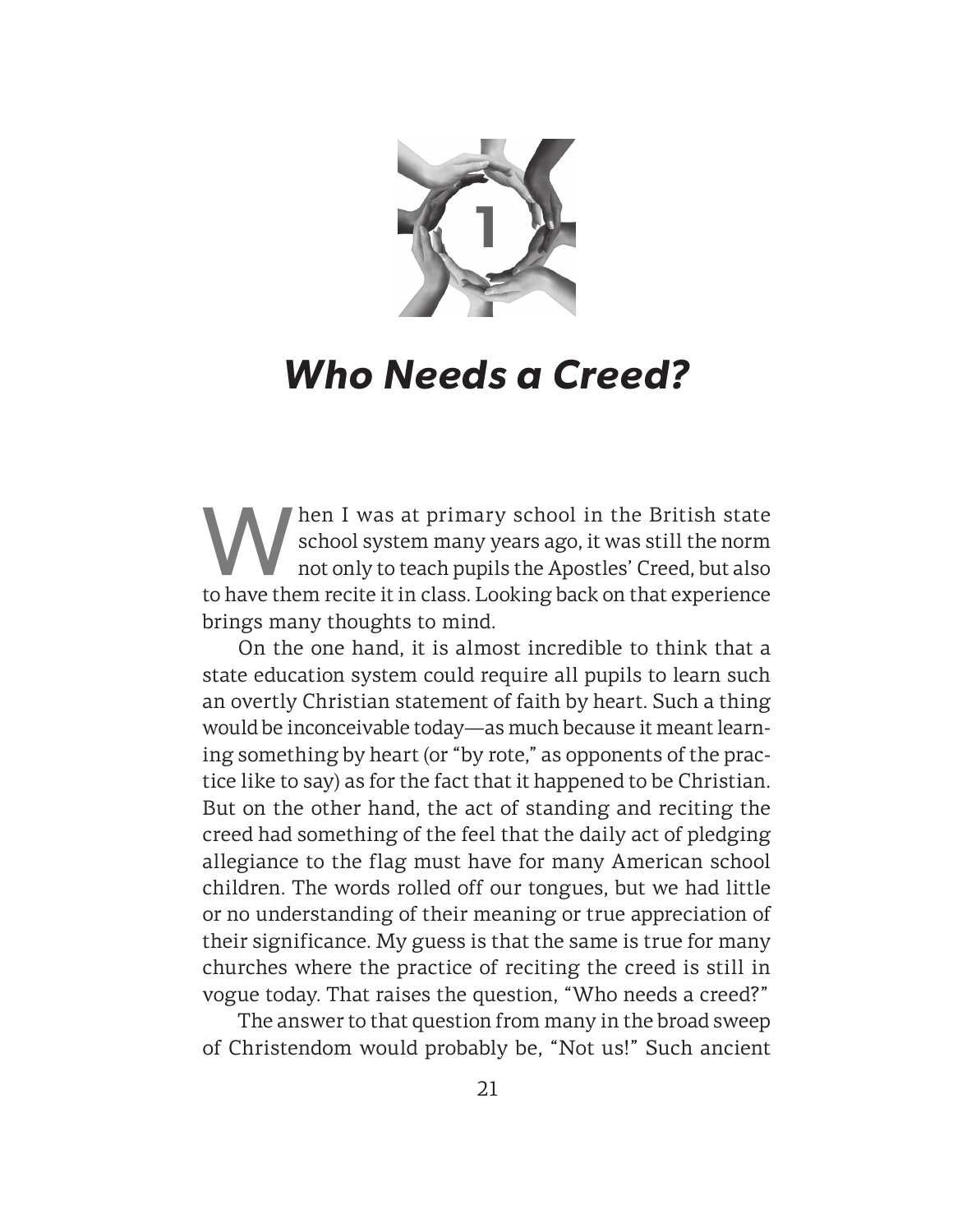# 1

# *Who Needs a Creed?*

When I was at primary school in the British state school system many years ago, it was still the norm not only to teach pupils the Apostles' Creed, but also to have them recite it in class. Looking back on that experience brings many thoughts to mind.

On the one hand, it is almost incredible to think that a state education system could require all pupils to learn such an overtly Christian statement of faith by heart. Such a thing would be inconceivable today—as much because it meant learning something by heart (or "by rote," as opponents of the practice like to say) as for the fact that it happened to be Christian. But on the other hand, the act of standing and reciting the creed had something of the feel that the daily act of pledging allegiance to the flag must have for many American school children. The words rolled off our tongues, but we had little or no understanding of their meaning or true appreciation of their significance. My guess is that the same is true for many churches where the practice of reciting the creed is still in vogue today. That raises the question, "Who needs a creed?"

The answer to that question from many in the broad sweep of Christendom would probably be, "Not us!" Such ancient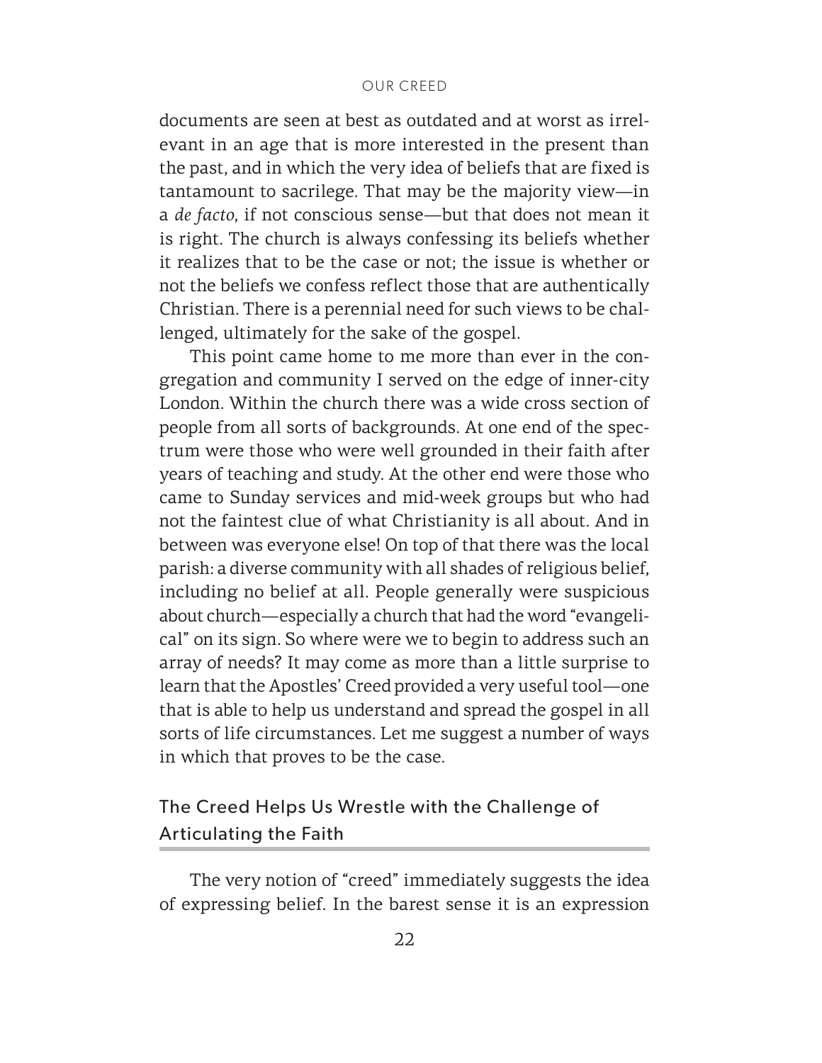documents are seen at best as outdated and at worst as irrelevant in an age that is more interested in the present than the past, and in which the very idea of beliefs that are fixed is tantamount to sacrilege. That may be the majority view—in a *de facto*, if not conscious sense—but that does not mean it is right. The church is always confessing its beliefs whether it realizes that to be the case or not; the issue is whether or not the beliefs we confess reflect those that are authentically Christian. There is a perennial need for such views to be challenged, ultimately for the sake of the gospel.

This point came home to me more than ever in the congregation and community I served on the edge of inner-city London. Within the church there was a wide cross section of people from all sorts of backgrounds. At one end of the spectrum were those who were well grounded in their faith after years of teaching and study. At the other end were those who came to Sunday services and mid-week groups but who had not the faintest clue of what Christianity is all about. And in between was everyone else! On top of that there was the local parish: a diverse community with all shades of religious belief, including no belief at all. People generally were suspicious about church—especially a church that had the word "evangelical" on its sign. So where were we to begin to address such an array of needs? It may come as more than a little surprise to learn that the Apostles' Creed provided a very useful tool—one that is able to help us understand and spread the gospel in all sorts of life circumstances. Let me suggest a number of ways in which that proves to be the case.

## The Creed Helps Us Wrestle with the Challenge of Articulating the Faith

The very notion of "creed" immediately suggests the idea of expressing belief. In the barest sense it is an expression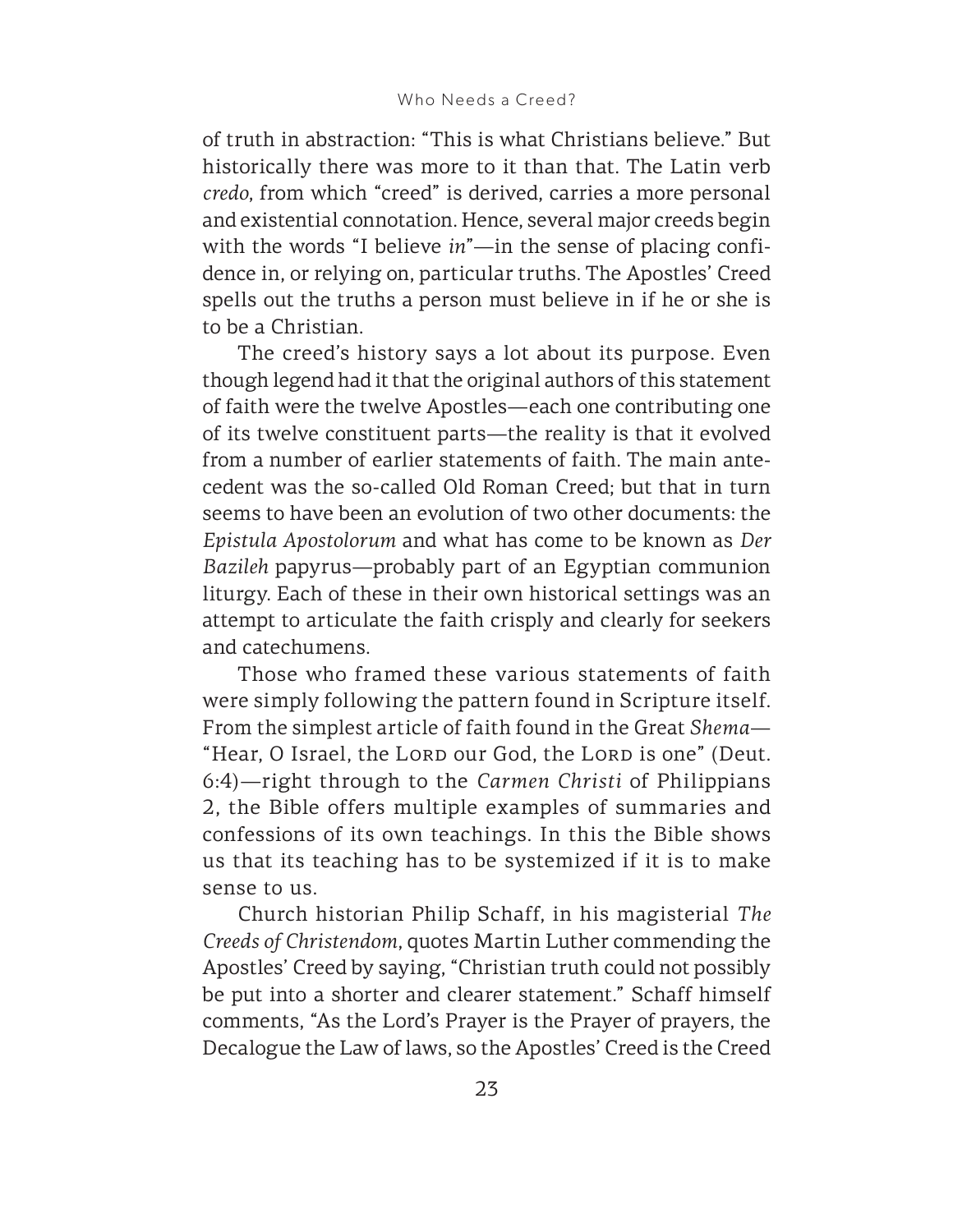of truth in abstraction: "This is what Christians believe." But historically there was more to it than that. The Latin verb *credo*, from which "creed" is derived, carries a more personal and existential connotation. Hence, several major creeds begin with the words "I believe *in*"—in the sense of placing confidence in, or relying on, particular truths. The Apostles' Creed spells out the truths a person must believe in if he or she is to be a Christian.

The creed's history says a lot about its purpose. Even though legend had it that the original authors of this statement of faith were the twelve Apostles—each one contributing one of its twelve constituent parts—the reality is that it evolved from a number of earlier statements of faith. The main antecedent was the so-called Old Roman Creed; but that in turn seems to have been an evolution of two other documents: the *Epistula Apostolorum* and what has come to be known as *Der Bazileh* papyrus—probably part of an Egyptian communion liturgy. Each of these in their own historical settings was an attempt to articulate the faith crisply and clearly for seekers and catechumens.

Those who framed these various statements of faith were simply following the pattern found in Scripture itself. From the simplest article of faith found in the Great *Shema*—"Hear, O Israel, the Lord our God, the Lord is one" (Deut. 6:4)—right through to the *Carmen Christi* of Philippians 2, the Bible offers multiple examples of summaries and confessions of its own teachings. In this the Bible shows us that its teaching has to be systemized if it is to make sense to us.

Church historian Philip Schaff, in his magisterial *The Creeds of Christendom*, quotes Martin Luther commending the Apostles' Creed by saying, "Christian truth could not possibly be put into a shorter and clearer statement." Schaff himself comments, "As the Lord's Prayer is the Prayer of prayers, the Decalogue the Law of laws, so the Apostles' Creed is the Creed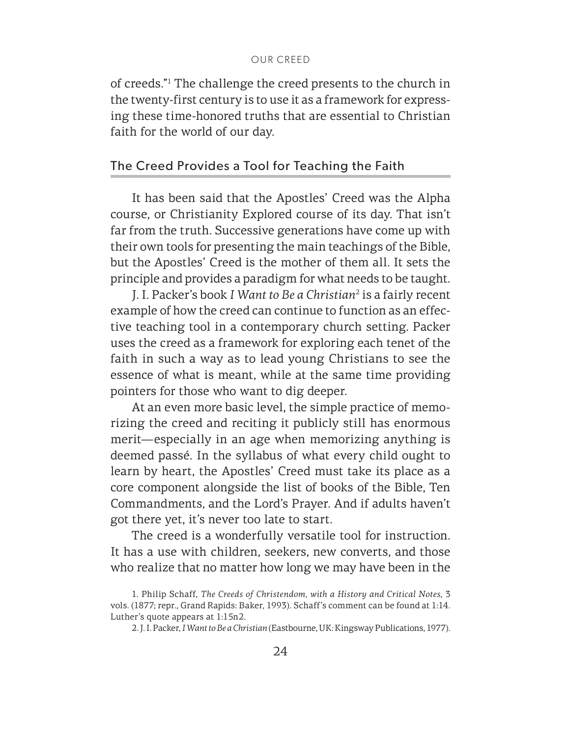of creeds."[1] The challenge the creed presents to the church in the twenty-first century is to use it as a framework for expressing these time-honored truths that are essential to Christian faith for the world of our day.

## The Creed Provides a Tool for Teaching the Faith

It has been said that the Apostles' Creed was the Alpha course, or Christianity Explored course of its day. That isn't far from the truth. Successive generations have come up with their own tools for presenting the main teachings of the Bible, but the Apostles' Creed is the mother of them all. It sets the principle and provides a paradigm for what needs to be taught.

J. I. Packer's book *I Want to Be a Christian*[2] is a fairly recent example of how the creed can continue to function as an effective teaching tool in a contemporary church setting. Packer uses the creed as a framework for exploring each tenet of the faith in such a way as to lead young Christians to see the essence of what is meant, while at the same time providing pointers for those who want to dig deeper.

At an even more basic level, the simple practice of memorizing the creed and reciting it publicly still has enormous merit—especially in an age when memorizing anything is deemed passé. In the syllabus of what every child ought to learn by heart, the Apostles' Creed must take its place as a core component alongside the list of books of the Bible, Ten Commandments, and the Lord's Prayer. And if adults haven't got there yet, it's never too late to start.

The creed is a wonderfully versatile tool for instruction. It has a use with children, seekers, new converts, and those who realize that no matter how long we may have been in the

1. Philip Schaff, *The Creeds of Christendom, with a History and Critical Notes*, 3 vols. (1877; repr., Grand Rapids: Baker, 1993). Schaff's comment can be found at 1:14. Luther's quote appears at 1:15n2.

2. J. I. Packer, *I Want to Be a Christian* (Eastbourne, UK: Kingsway Publications, 1977).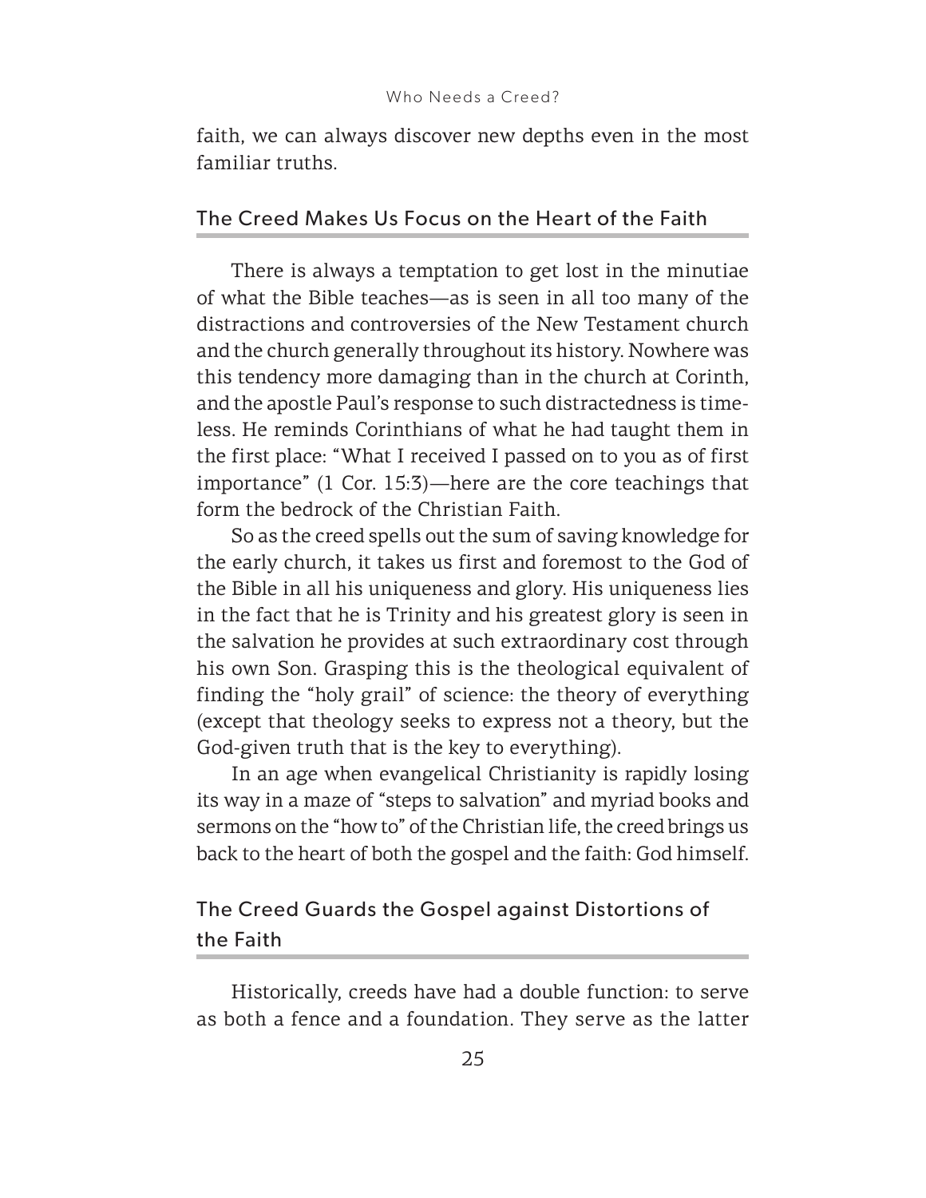faith, we can always discover new depths even in the most familiar truths.

## The Creed Makes Us Focus on the Heart of the Faith

There is always a temptation to get lost in the minutiae of what the Bible teaches—as is seen in all too many of the distractions and controversies of the New Testament church and the church generally throughout its history. Nowhere was this tendency more damaging than in the church at Corinth, and the apostle Paul's response to such distractedness is timeless. He reminds Corinthians of what he had taught them in the first place: "What I received I passed on to you as of first importance" (1 Cor. 15:3)—here are the core teachings that form the bedrock of the Christian Faith.

So as the creed spells out the sum of saving knowledge for the early church, it takes us first and foremost to the God of the Bible in all his uniqueness and glory. His uniqueness lies in the fact that he is Trinity and his greatest glory is seen in the salvation he provides at such extraordinary cost through his own Son. Grasping this is the theological equivalent of finding the "holy grail" of science: the theory of everything (except that theology seeks to express not a theory, but the God-given truth that is the key to everything).

In an age when evangelical Christianity is rapidly losing its way in a maze of "steps to salvation" and myriad books and sermons on the "how to" of the Christian life, the creed brings us back to the heart of both the gospel and the faith: God himself.

## The Creed Guards the Gospel against Distortions of the Faith

Historically, creeds have had a double function: to serve as both a fence and a foundation. They serve as the latter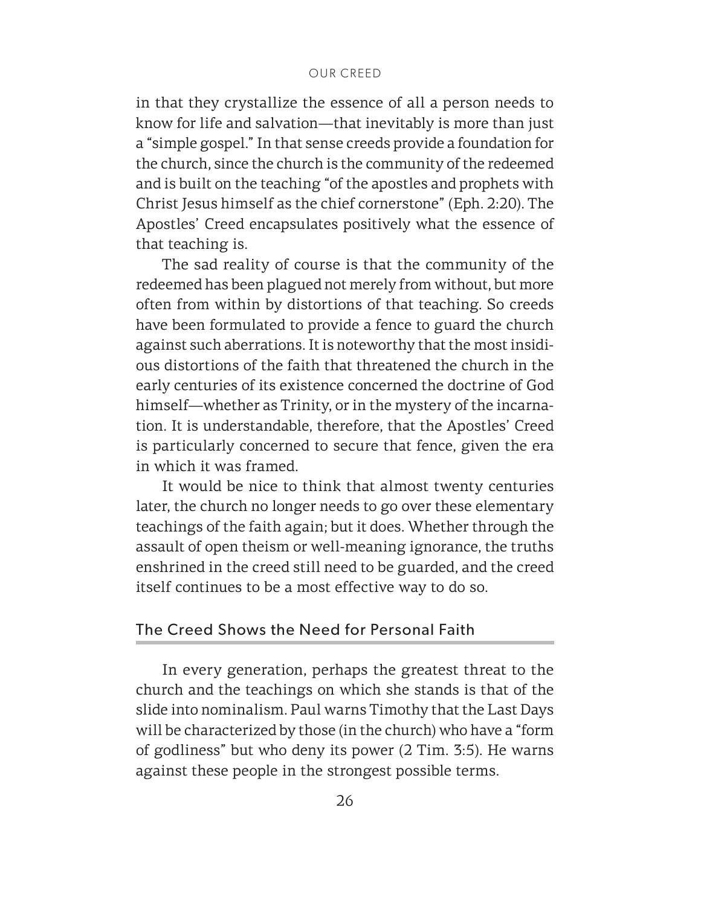in that they crystallize the essence of all a person needs to know for life and salvation—that inevitably is more than just a "simple gospel." In that sense creeds provide a foundation for the church, since the church is the community of the redeemed and is built on the teaching "of the apostles and prophets with Christ Jesus himself as the chief cornerstone" (Eph. 2:20). The Apostles' Creed encapsulates positively what the essence of that teaching is.

The sad reality of course is that the community of the redeemed has been plagued not merely from without, but more often from within by distortions of that teaching. So creeds have been formulated to provide a fence to guard the church against such aberrations. It is noteworthy that the most insidious distortions of the faith that threatened the church in the early centuries of its existence concerned the doctrine of God himself—whether as Trinity, or in the mystery of the incarnation. It is understandable, therefore, that the Apostles' Creed is particularly concerned to secure that fence, given the era in which it was framed.

It would be nice to think that almost twenty centuries later, the church no longer needs to go over these elementary teachings of the faith again; but it does. Whether through the assault of open theism or well-meaning ignorance, the truths enshrined in the creed still need to be guarded, and the creed itself continues to be a most effective way to do so.

## The Creed Shows the Need for Personal Faith

In every generation, perhaps the greatest threat to the church and the teachings on which she stands is that of the slide into nominalism. Paul warns Timothy that the Last Days will be characterized by those (in the church) who have a "form of godliness" but who deny its power (2 Tim. 3:5). He warns against these people in the strongest possible terms.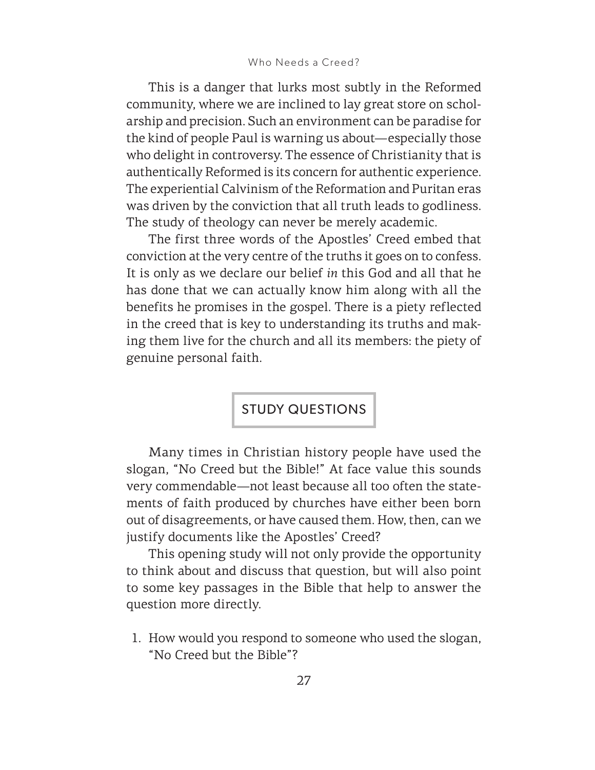This is a danger that lurks most subtly in the Reformed community, where we are inclined to lay great store on scholarship and precision. Such an environment can be paradise for the kind of people Paul is warning us about—especially those who delight in controversy. The essence of Christianity that is authentically Reformed is its concern for authentic experience. The experiential Calvinism of the Reformation and Puritan eras was driven by the conviction that all truth leads to godliness. The study of theology can never be merely academic.

The first three words of the Apostles' Creed embed that conviction at the very centre of the truths it goes on to confess. It is only as we declare our belief *in* this God and all that he has done that we can actually know him along with all the benefits he promises in the gospel. There is a piety reflected in the creed that is key to understanding its truths and making them live for the church and all its members: the piety of genuine personal faith.

## STUDY QUESTIONS

Many times in Christian history people have used the slogan, "No Creed but the Bible!" At face value this sounds very commendable—not least because all too often the statements of faith produced by churches have either been born out of disagreements, or have caused them. How, then, can we justify documents like the Apostles' Creed?

This opening study will not only provide the opportunity to think about and discuss that question, but will also point to some key passages in the Bible that help to answer the question more directly.

1. How would you respond to someone who used the slogan, "No Creed but the Bible"?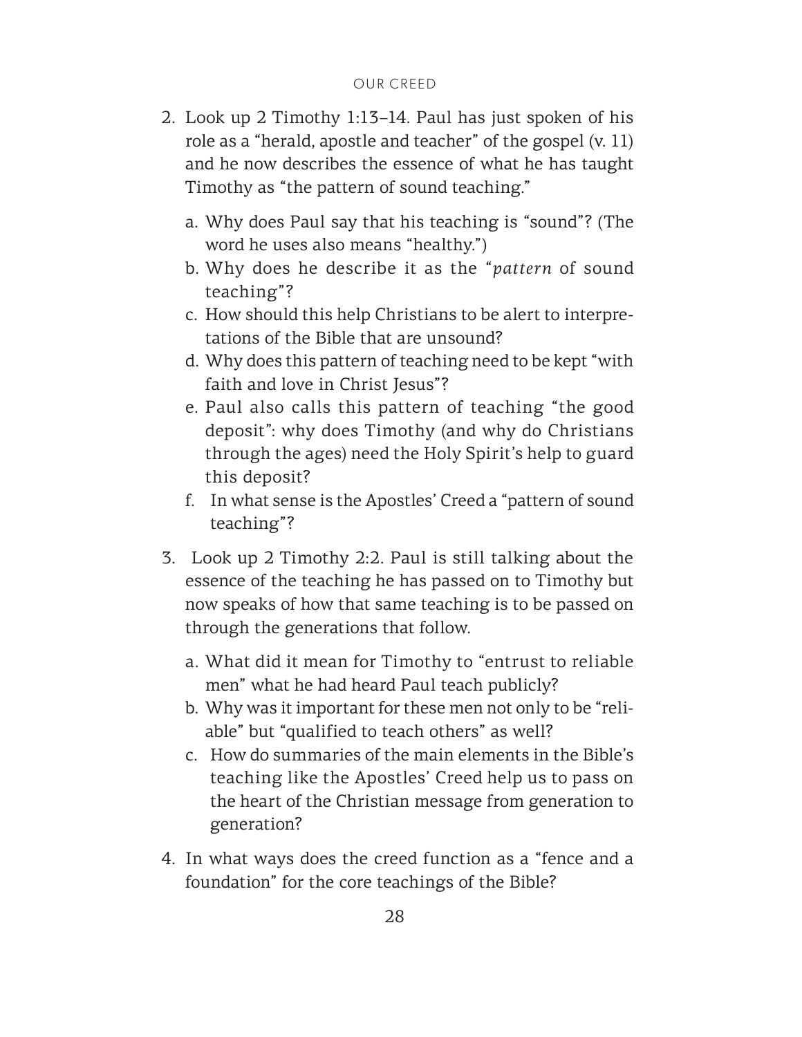2. Look up 2 Timothy 1:13–14. Paul has just spoken of his role as a "herald, apostle and teacher" of the gospel (v. 11) and he now describes the essence of what he has taught Timothy as "the pattern of sound teaching."

   a. Why does Paul say that his teaching is "sound"? (The word he uses also means "healthy.")
   b. Why does he describe it as the "*pattern* of sound teaching"?
   c. How should this help Christians to be alert to interpretations of the Bible that are unsound?
   d. Why does this pattern of teaching need to be kept "with faith and love in Christ Jesus"?
   e. Paul also calls this pattern of teaching "the good deposit": why does Timothy (and why do Christians through the ages) need the Holy Spirit's help to guard this deposit?
   f. In what sense is the Apostles' Creed a "pattern of sound teaching"?

3. Look up 2 Timothy 2:2. Paul is still talking about the essence of the teaching he has passed on to Timothy but now speaks of how that same teaching is to be passed on through the generations that follow.

   a. What did it mean for Timothy to "entrust to reliable men" what he had heard Paul teach publicly?
   b. Why was it important for these men not only to be "reliable" but "qualified to teach others" as well?
   c. How do summaries of the main elements in the Bible's teaching like the Apostles' Creed help us to pass on the heart of the Christian message from generation to generation?

4. In what ways does the creed function as a "fence and a foundation" for the core teachings of the Bible?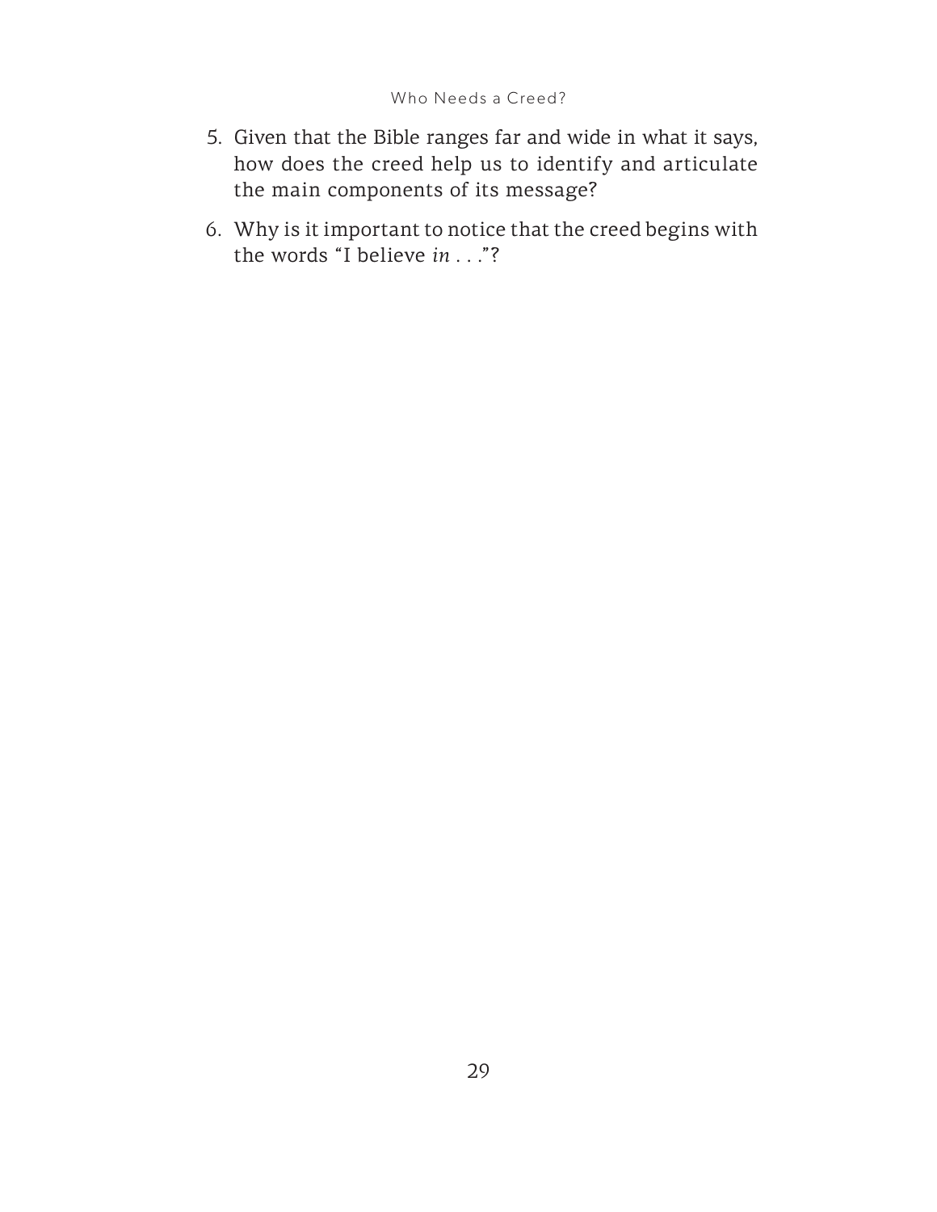5. Given that the Bible ranges far and wide in what it says, how does the creed help us to identify and articulate the main components of its message?
6. Why is it important to notice that the creed begins with the words "I believe *in* . . ."?